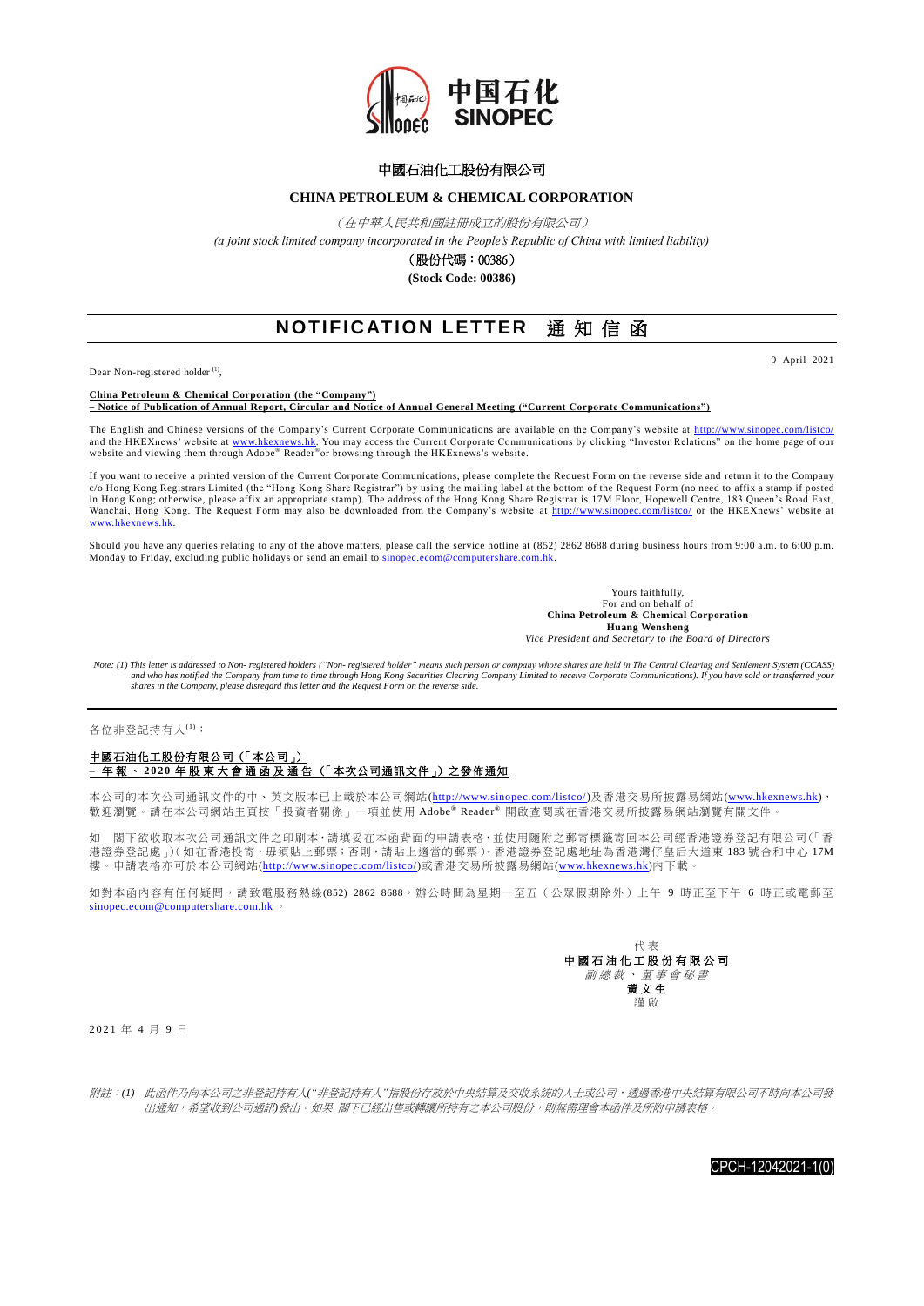# 中國石油化工股份有限公司

## CHINA PETROLEUM & CHEMICAL CORPORATION

*（在中華人民共和國註冊成立的股份有限公司）*

*(a joint stock limited company incorporated in the People's Republic of China with limited liability)*

**（股份代碼：00386）**

**(Stock Code: 00386)**

# NOTIFICATION LETTER 通知信函

9 April 2021

Dear Non-registered holder [1],

**China Petroleum & Chemical Corporation (the "Company")**
**– Notice of Publication of Annual Report, Circular and Notice of Annual General Meeting ("Current Corporate Communications")**

The English and Chinese versions of the Company's Current Corporate Communications are available on the Company's website at http://www.sinopec.com/listco/ and the HKEXnews' website at www.hkexnews.hk. You may access the Current Corporate Communications by clicking "Investor Relations" on the home page of our website and viewing them through Adobe® Reader® or browsing through the HKEXnews's website.

If you want to receive a printed version of the Current Corporate Communications, please complete the Request Form on the reverse side and return it to the Company c/o Hong Kong Registrars Limited (the "Hong Kong Share Registrar") by using the mailing label at the bottom of the Request Form (no need to affix a stamp if posted in Hong Kong; otherwise, please affix an appropriate stamp). The address of the Hong Kong Share Registrar is 17M Floor, Hopewell Centre, 183 Queen's Road East, Wanchai, Hong Kong. The Request Form may also be downloaded from the Company's website at http://www.sinopec.com/listco/ or the HKEXnews' website at www.hkexnews.hk.

Should you have any queries relating to any of the above matters, please call the service hotline at (852) 2862 8688 during business hours from 9:00 a.m. to 6:00 p.m. Monday to Friday, excluding public holidays or send an email to sinopec.ecom@computershare.com.hk.

Yours faithfully,
For and on behalf of
**China Petroleum & Chemical Corporation**
**Huang Wensheng**
*Vice President and Secretary to the Board of Directors*

*Note: (1) This letter is addressed to Non- registered holders ("Non- registered holder" means such person or company whose shares are held in The Central Clearing and Settlement System (CCASS) and who has notified the Company from time to time through Hong Kong Securities Clearing Company Limited to receive Corporate Communications). If you have sold or transferred your shares in the Company, please disregard this letter and the Request Form on the reverse side.*

---

各位非登記持有人[1]：

**中國石油化工股份有限公司（「本公司」）**
**– 年報、2020年股東大會通函及通告（「本次公司通訊文件」）之發佈通知**

本公司的本次公司通訊文件的中、英文版本已上載於本公司網站(http://www.sinopec.com/listco/)及香港交易所披露易網站(www.hkexnews.hk)，歡迎瀏覽。請在本公司網站主頁按「投資者關係」一項並使用 Adobe® Reader® 開啟查閱或在香港交易所披露易網站瀏覽有關文件。

如 閣下欲收取本次公司通訊文件之印刷本，請填妥在本函背面的申請表格，並使用隨附之郵寄標籤寄回本公司經香港證券登記有限公司(「香港證券登記處」)(如在香港投寄，毋須貼上郵票；否則，請貼上適當的郵票)。香港證券登記處地址為香港灣仔皇后大道東 183 號合和中心 17M 樓。申請表格亦可於本公司網站(http://www.sinopec.com/listco/)或香港交易所披露易網站(www.hkexnews.hk)內下載。

如對本函內容有任何疑問，請致電服務熱線(852) 2862 8688，辦公時間為星期一至五（公眾假期除外）上午 9 時正至下午 6 時正或電郵至 sinopec.ecom@computershare.com.hk 。

代表
**中國石油化工股份有限公司**
*副總裁、董事會秘書*
**黃文生**
謹啟

2021 年 4 月 9 日

*附註：(1) 此函件乃向本公司之非登記持有人("非登記持有人"指股份存放於中央結算及交收系統的人士或公司，透過香港中央結算有限公司不時向本公司發出通知，希望收到公司通訊)發出。如果 閣下已經出售或轉讓所持有之本公司股份，則無需理會本函件及所附申請表格。*

CPCH-12042021-1(0)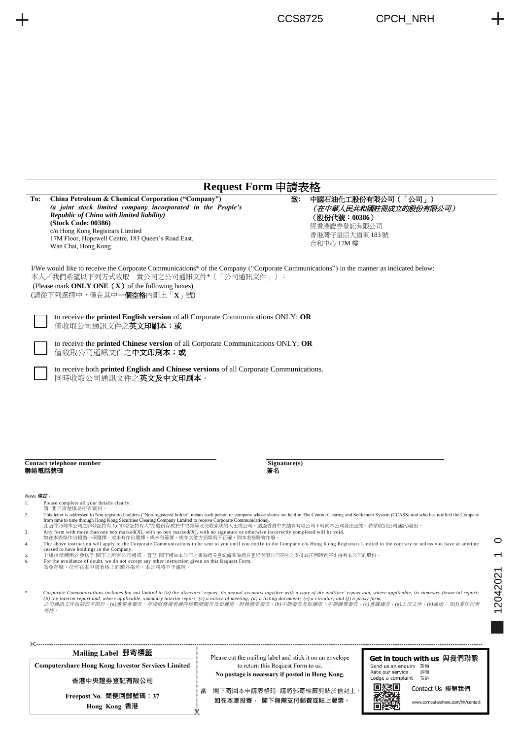# Request Form 申請表格

**To: China Petroleum & Chemical Corporation ("Company")**
***(a joint stock limited company incorporated in the People's Republic of China with limited liability)***
**(Stock Code: 00386)**
c/o Hong Kong Registrars Limited
17M Floor, Hopewell Centre, 183 Queen's Road East,
Wan Chai, Hong Kong

**致： 中國石油化工股份有限公司（「公司」）**
***（在中華人民共和國註冊成立的股份有限公司）***
**（股份代號：00386）**
經香港證券登記有限公司
香港灣仔皇后大道東183號
合和中心17M樓

I/We would like to receive the Corporate Communications* of the Company ("Corporate Communications") in the manner as indicated below:
本人／我們希望以下列方式收取　貴公司之公司通訊文件*（「公司通訊文件」）：
(Please mark **ONLY ONE** (**X**) of the following boxes)
(請從下列選擇中，僅在其中**一個空格**內劃上「**X**」號)

☐ to receive the **printed English version** of all Corporate Communications ONLY; **OR**
僅收取公司通訊文件之**英文印刷本；或**

☐ to receive the **printed Chinese version** of all Corporate Communications ONLY; **OR**
僅收取公司通訊文件之**中文印刷本；或**

☐ to receive both **printed English and Chinese versions** of all Corporate Communications.
同時收取公司通訊文件之**英文及中文印刷本**。

**Contact telephone number**
**聯絡電話號碼**

**Signature(s)**
**簽名**

*Notes* ***備註：***

1. Please complete all your details clearly.
請 閣下清楚填妥所有資料。
2. This letter is addressed to Non-registered holders ("Non-registered holder" means such person or company whose shares are held in The Central Clearing and Settlement System (CCASS) and who has notified the Company from time to time through Hong Kong Securities Clearing Company Limited to receive Corporate Communications).
此函件乃向本公司之非登記持有人("非登記持有人"指股份存放於中央結算及交收系統的人士或公司，透過香港中央結算有限公司不時向本公司發出通知，希望收到公司通訊)發出。
3. Any form with more than one box marked(X), with no box marked(X), with no signature or otherwise incorrectly completed will be void.
如在本表格作出超過一項選擇、或未有作出選擇、或未有簽署、或在其他方面填寫不正確，則本表格將會作廢。
4. The above instruction will apply to the Corporate Communications to be sent to you until you notify to the Company c/o Hong Kong Registrars Limited to the contrary or unless you have at anytime ceased to have holdings in the Company.
5. 上述指示適用於發送予 閣下之所有公司通訊，直至 閣下通知本公司之香港證券登記處香港證券登記有限公司另外之安排或任何時候停止持有本公司的股份。
6. For the avoidance of doubt, we do not accept any other instruction given on this Request Form.
為免存疑，任何在本申請表格上的額外指示，本公司將不予處理。

\* *Corporate Communications includes but not limited to (a) the directors' report, its annual accounts together with a copy of the auditors' report and, where applicable, its summary financial report; (b) the interim report and, where applicable, summary interim report; (c) a notice of meeting; (d) a listing document; (e) a circular; and (f) a proxy form.*
*公司通訊文件包括但不限於：(a)董事會報告、年度財務報表連同核數師報告及如適用，財務摘要報告；(b)中期報告及如適用，中期摘要報告；(c)會議通告；(d)上市文件；(e)通函；及(f)委任代表表格。*

**Mailing Label 郵寄標籤**

**Computershare Hong Kong Investor Services Limited**
**香港中央證券登記有限公司**
**Freepost No. 簡便回郵號碼：37**
**Hong Kong 香港**

Please cut the mailing label and stick it on an envelope to return this Request Form to us.
**No postage is necessary if posted in Hong Kong.**
當 閣下寄回本申請表格時，請將郵寄標籤剪貼於信封上。
**如在本港投寄， 閣下無需支付郵費或貼上郵票。**

**Get in touch with us 與我們聯繫**
Send us an enquiry 查詢
Rate our service 評價
Lodge a complaint 投訴
Contact Us 聯繫我們
www.computershare.com/hk/contact